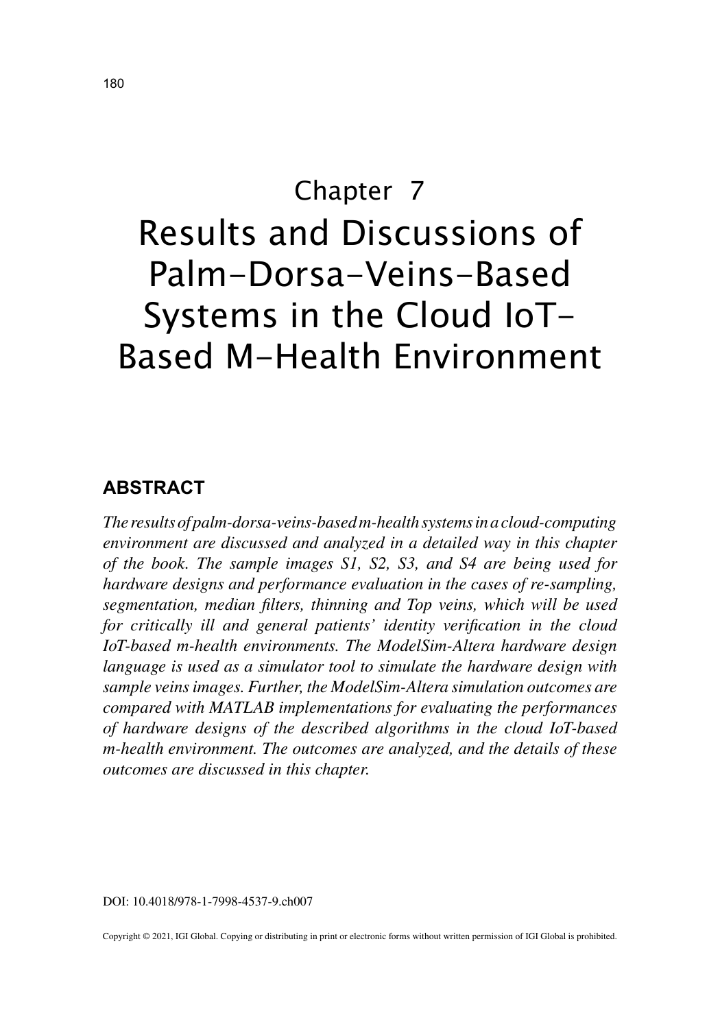# Chapter 7
# Results and Discussions of Palm-Dorsa-Veins-Based Systems in the Cloud IoT-Based M-Health Environment

## ABSTRACT

*The results of palm-dorsa-veins-based m-health systems in a cloud-computing environment are discussed and analyzed in a detailed way in this chapter of the book. The sample images S1, S2, S3, and S4 are being used for hardware designs and performance evaluation in the cases of re-sampling, segmentation, median filters, thinning and Top veins, which will be used for critically ill and general patients' identity verification in the cloud IoT-based m-health environments. The ModelSim-Altera hardware design language is used as a simulator tool to simulate the hardware design with sample veins images. Further, the ModelSim-Altera simulation outcomes are compared with MATLAB implementations for evaluating the performances of hardware designs of the described algorithms in the cloud IoT-based m-health environment. The outcomes are analyzed, and the details of these outcomes are discussed in this chapter.*

DOI: 10.4018/978-1-7998-4537-9.ch007

Copyright © 2021, IGI Global. Copying or distributing in print or electronic forms without written permission of IGI Global is prohibited.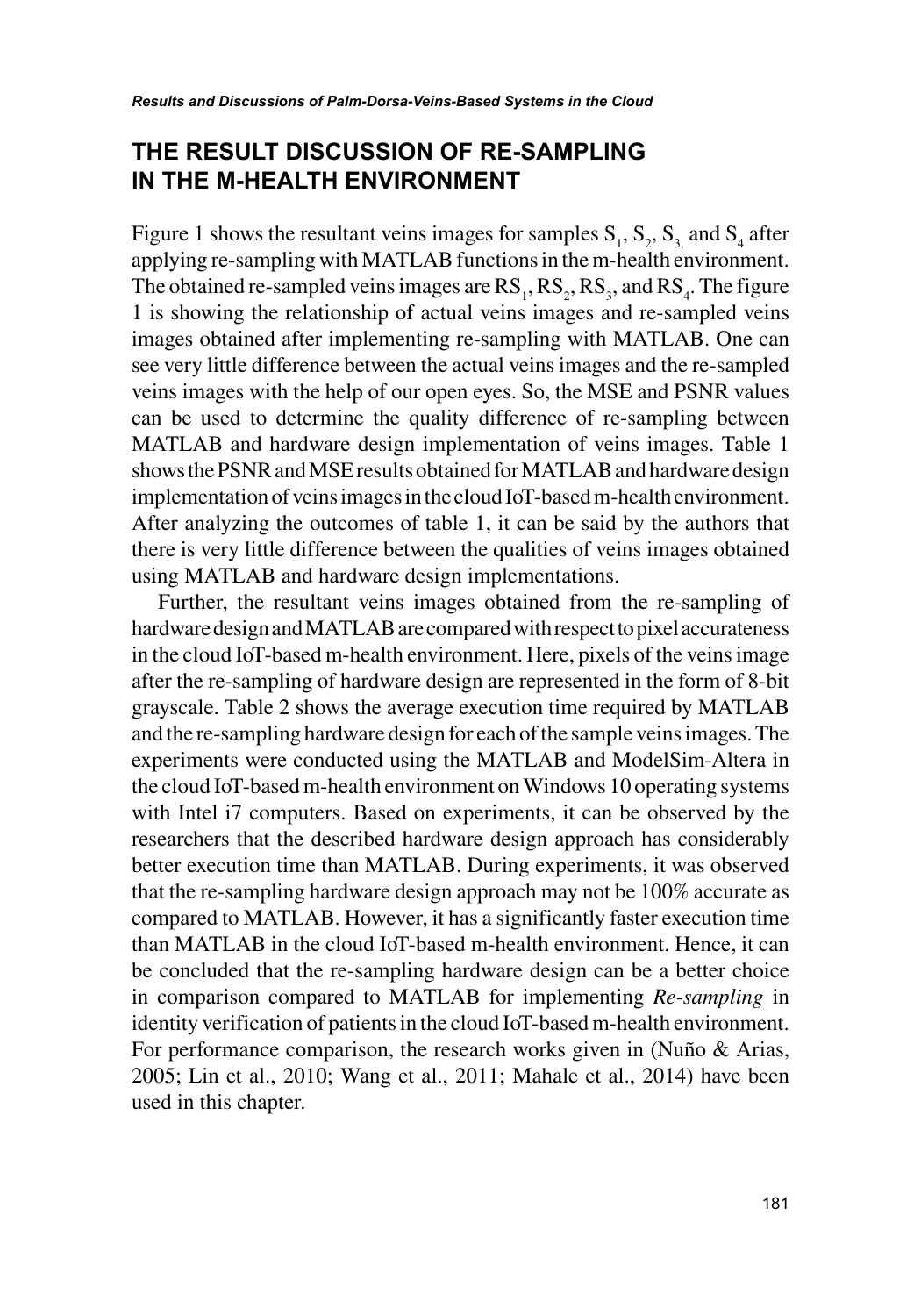## THE RESULT DISCUSSION OF RE-SAMPLING IN THE M-HEALTH ENVIRONMENT

Figure 1 shows the resultant veins images for samples $S_1$, $S_2$, $S_3$, and $S_4$ after applying re-sampling with MATLAB functions in the m-health environment. The obtained re-sampled veins images are $RS_1$, $RS_2$, $RS_3$, and $RS_4$. The figure 1 is showing the relationship of actual veins images and re-sampled veins images obtained after implementing re-sampling with MATLAB. One can see very little difference between the actual veins images and the re-sampled veins images with the help of our open eyes. So, the MSE and PSNR values can be used to determine the quality difference of re-sampling between MATLAB and hardware design implementation of veins images. Table 1 shows the PSNR and MSE results obtained for MATLAB and hardware design implementation of veins images in the cloud IoT-based m-health environment. After analyzing the outcomes of table 1, it can be said by the authors that there is very little difference between the qualities of veins images obtained using MATLAB and hardware design implementations.

Further, the resultant veins images obtained from the re-sampling of hardware design and MATLAB are compared with respect to pixel accurateness in the cloud IoT-based m-health environment. Here, pixels of the veins image after the re-sampling of hardware design are represented in the form of 8-bit grayscale. Table 2 shows the average execution time required by MATLAB and the re-sampling hardware design for each of the sample veins images. The experiments were conducted using the MATLAB and ModelSim-Altera in the cloud IoT-based m-health environment on Windows 10 operating systems with Intel i7 computers. Based on experiments, it can be observed by the researchers that the described hardware design approach has considerably better execution time than MATLAB. During experiments, it was observed that the re-sampling hardware design approach may not be 100% accurate as compared to MATLAB. However, it has a significantly faster execution time than MATLAB in the cloud IoT-based m-health environment. Hence, it can be concluded that the re-sampling hardware design can be a better choice in comparison compared to MATLAB for implementing *Re-sampling* in identity verification of patients in the cloud IoT-based m-health environment. For performance comparison, the research works given in (Nuño & Arias, 2005; Lin et al., 2010; Wang et al., 2011; Mahale et al., 2014) have been used in this chapter.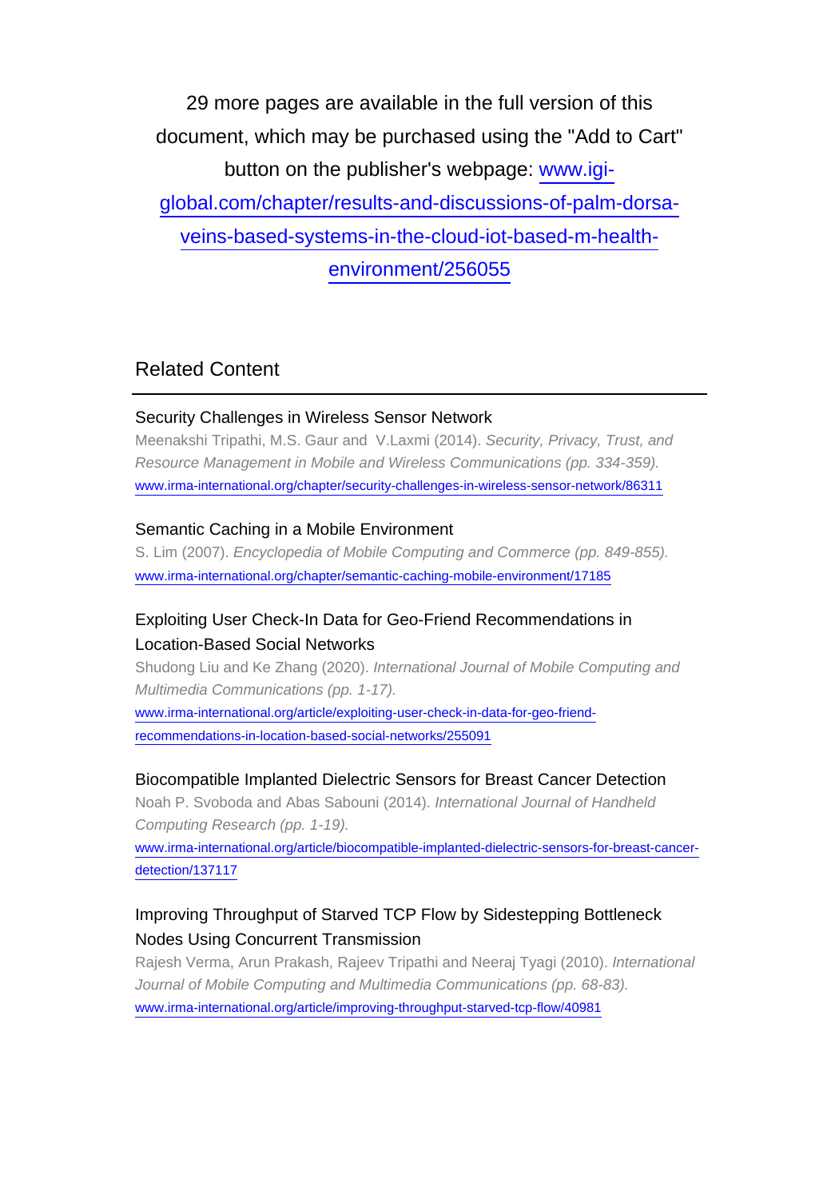29 more pages are available in the full version of this document, which may be purchased using the "Add to Cart" button on the publisher's webpage: [www.igi-global.com/chapter/results-and-discussions-of-palm-dorsa-veins-based-systems-in-the-cloud-iot-based-m-health-environment/256055](www.igi-global.com/chapter/results-and-discussions-of-palm-dorsa-veins-based-systems-in-the-cloud-iot-based-m-health-environment/256055)

## Related Content

### Security Challenges in Wireless Sensor Network

Meenakshi Tripathi, M.S. Gaur and V.Laxmi (2014). *Security, Privacy, Trust, and Resource Management in Mobile and Wireless Communications (pp. 334-359).*

[www.irma-international.org/chapter/security-challenges-in-wireless-sensor-network/86311](www.irma-international.org/chapter/security-challenges-in-wireless-sensor-network/86311)

### Semantic Caching in a Mobile Environment

S. Lim (2007). *Encyclopedia of Mobile Computing and Commerce (pp. 849-855).*

[www.irma-international.org/chapter/semantic-caching-mobile-environment/17185](www.irma-international.org/chapter/semantic-caching-mobile-environment/17185)

### Exploiting User Check-In Data for Geo-Friend Recommendations in Location-Based Social Networks

Shudong Liu and Ke Zhang (2020). *International Journal of Mobile Computing and Multimedia Communications (pp. 1-17).*

[www.irma-international.org/article/exploiting-user-check-in-data-for-geo-friend-recommendations-in-location-based-social-networks/255091](www.irma-international.org/article/exploiting-user-check-in-data-for-geo-friend-recommendations-in-location-based-social-networks/255091)

### Biocompatible Implanted Dielectric Sensors for Breast Cancer Detection

Noah P. Svoboda and Abas Sabouni (2014). *International Journal of Handheld Computing Research (pp. 1-19).*

[www.irma-international.org/article/biocompatible-implanted-dielectric-sensors-for-breast-cancer-detection/137117](www.irma-international.org/article/biocompatible-implanted-dielectric-sensors-for-breast-cancer-detection/137117)

### Improving Throughput of Starved TCP Flow by Sidestepping Bottleneck Nodes Using Concurrent Transmission

Rajesh Verma, Arun Prakash, Rajeev Tripathi and Neeraj Tyagi (2010). *International Journal of Mobile Computing and Multimedia Communications (pp. 68-83).*

[www.irma-international.org/article/improving-throughput-starved-tcp-flow/40981](www.irma-international.org/article/improving-throughput-starved-tcp-flow/40981)